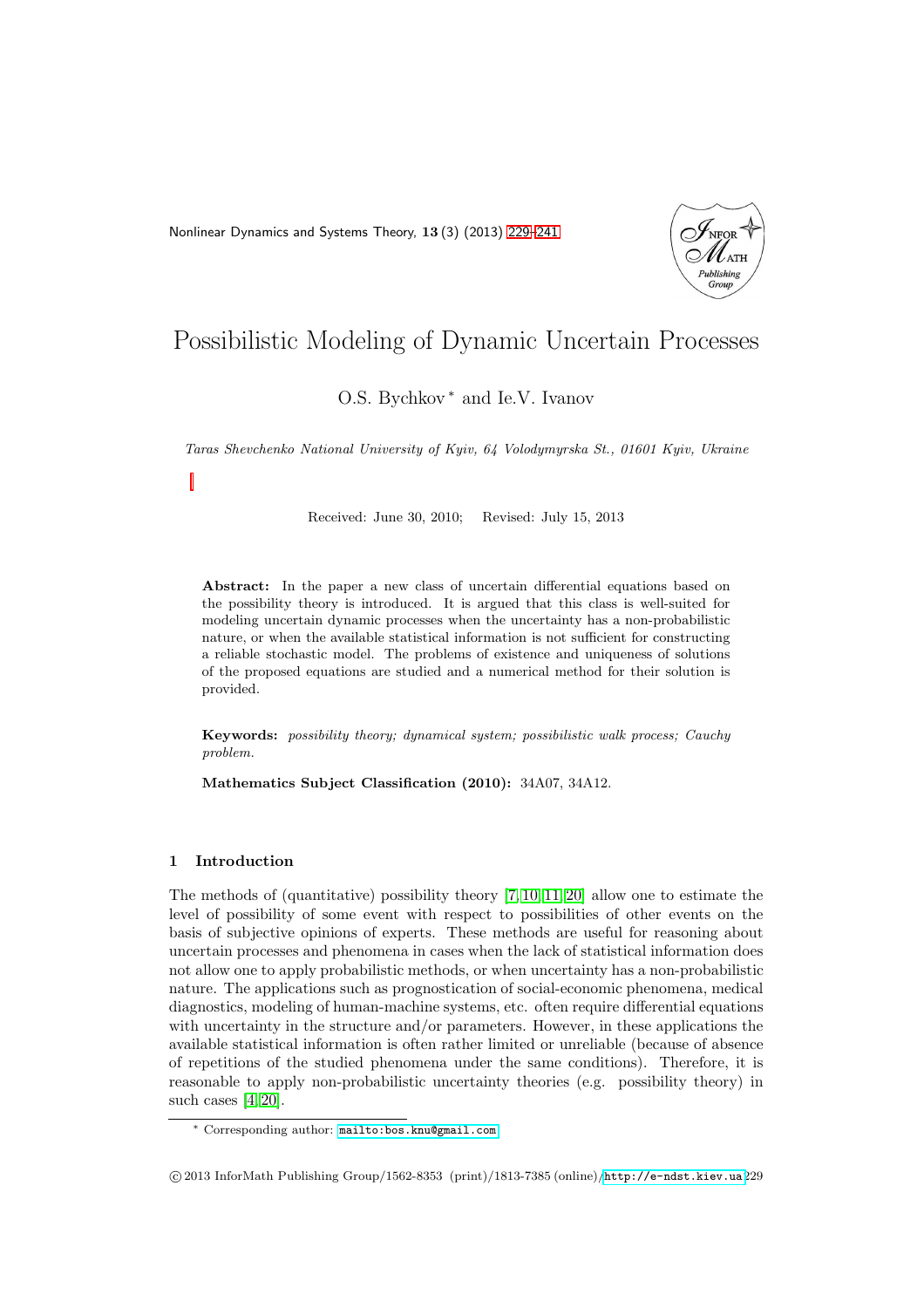# Possibilistic Modeling of Dynamic Uncertain Processes

O.S. Bychkov * and Ie.V. Ivanov

*Taras Shevchenko National University of Kyiv, 64 Volodymyrska St., 01601 Kyiv, Ukraine*

Received: June 30, 2010; Revised: July 15, 2013

**Abstract:** In the paper a new class of uncertain differential equations based on the possibility theory is introduced. It is argued that this class is well-suited for modeling uncertain dynamic processes when the uncertainty has a non-probabilistic nature, or when the available statistical information is not sufficient for constructing a reliable stochastic model. The problems of existence and uniqueness of solutions of the proposed equations are studied and a numerical method for their solution is provided.

**Keywords:** *possibility theory; dynamical system; possibilistic walk process; Cauchy problem.*

**Mathematics Subject Classification (2010):** 34A07, 34A12.

## 1 Introduction

The methods of (quantitative) possibility theory [7, 10, 11, 20] allow one to estimate the level of possibility of some event with respect to possibilities of other events on the basis of subjective opinions of experts. These methods are useful for reasoning about uncertain processes and phenomena in cases when the lack of statistical information does not allow one to apply probabilistic methods, or when uncertainty has a non-probabilistic nature. The applications such as prognostication of social-economic phenomena, medical diagnostics, modeling of human-machine systems, etc. often require differential equations with uncertainty in the structure and/or parameters. However, in these applications the available statistical information is often rather limited or unreliable (because of absence of repetitions of the studied phenomena under the same conditions). Therefore, it is reasonable to apply non-probabilistic uncertainty theories (e.g. possibility theory) in such cases [4, 20].

* Corresponding author: mailto:bos.knu@gmail.com

© 2013 InforMath Publishing Group/1562-8353 (print)/1813-7385 (online)/http://e-ndst.kiev.ua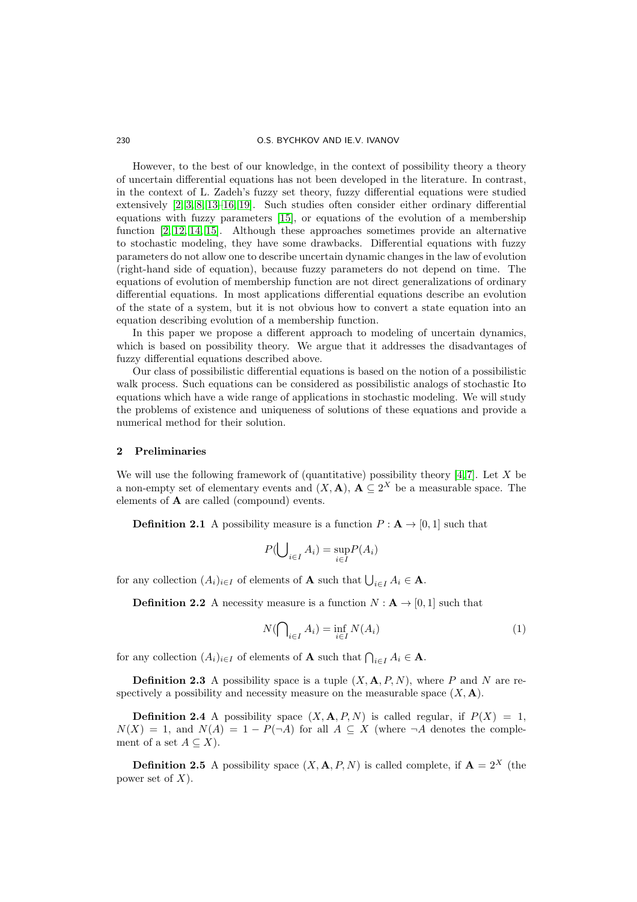However, to the best of our knowledge, in the context of possibility theory a theory of uncertain differential equations has not been developed in the literature. In contrast, in the context of L. Zadeh's fuzzy set theory, fuzzy differential equations were studied extensively [2, 3, 8, 13–16, 19]. Such studies often consider either ordinary differential equations with fuzzy parameters [15], or equations of the evolution of a membership function [2, 12, 14, 15]. Although these approaches sometimes provide an alternative to stochastic modeling, they have some drawbacks. Differential equations with fuzzy parameters do not allow one to describe uncertain dynamic changes in the law of evolution (right-hand side of equation), because fuzzy parameters do not depend on time. The equations of evolution of membership function are not direct generalizations of ordinary differential equations. In most applications differential equations describe an evolution of the state of a system, but it is not obvious how to convert a state equation into an equation describing evolution of a membership function.

In this paper we propose a different approach to modeling of uncertain dynamics, which is based on possibility theory. We argue that it addresses the disadvantages of fuzzy differential equations described above.

Our class of possibilistic differential equations is based on the notion of a possibilistic walk process. Such equations can be considered as possibilistic analogs of stochastic Ito equations which have a wide range of applications in stochastic modeling. We will study the problems of existence and uniqueness of solutions of these equations and provide a numerical method for their solution.

## 2 Preliminaries

We will use the following framework of (quantitative) possibility theory [4, 7]. Let $X$ be a non-empty set of elementary events and $(X, \mathbf{A})$, $\mathbf{A} \subseteq 2^X$ be a measurable space. The elements of $\mathbf{A}$ are called (compound) events.

**Definition 2.1** A possibility measure is a function $P : \mathbf{A} \to [0, 1]$ such that

$$P(\bigcup_{i \in I} A_i) = \sup_{i \in I} P(A_i)$$

for any collection $(A_i)_{i \in I}$ of elements of $\mathbf{A}$ such that $\bigcup_{i \in I} A_i \in \mathbf{A}$.

**Definition 2.2** A necessity measure is a function $N : \mathbf{A} \to [0, 1]$ such that

$$N(\bigcap_{i \in I} A_i) = \inf_{i \in I} N(A_i) \tag{1}$$

for any collection $(A_i)_{i \in I}$ of elements of $\mathbf{A}$ such that $\bigcap_{i \in I} A_i \in \mathbf{A}$.

**Definition 2.3** A possibility space is a tuple $(X, \mathbf{A}, P, N)$, where $P$ and $N$ are respectively a possibility and necessity measure on the measurable space $(X, \mathbf{A})$.

**Definition 2.4** A possibility space $(X, \mathbf{A}, P, N)$ is called regular, if $P(X) = 1$, $N(X) = 1$, and $N(A) = 1 - P(\neg A)$ for all $A \subseteq X$ (where $\neg A$ denotes the complement of a set $A \subseteq X$).

**Definition 2.5** A possibility space $(X, \mathbf{A}, P, N)$ is called complete, if $\mathbf{A} = 2^X$ (the power set of $X$).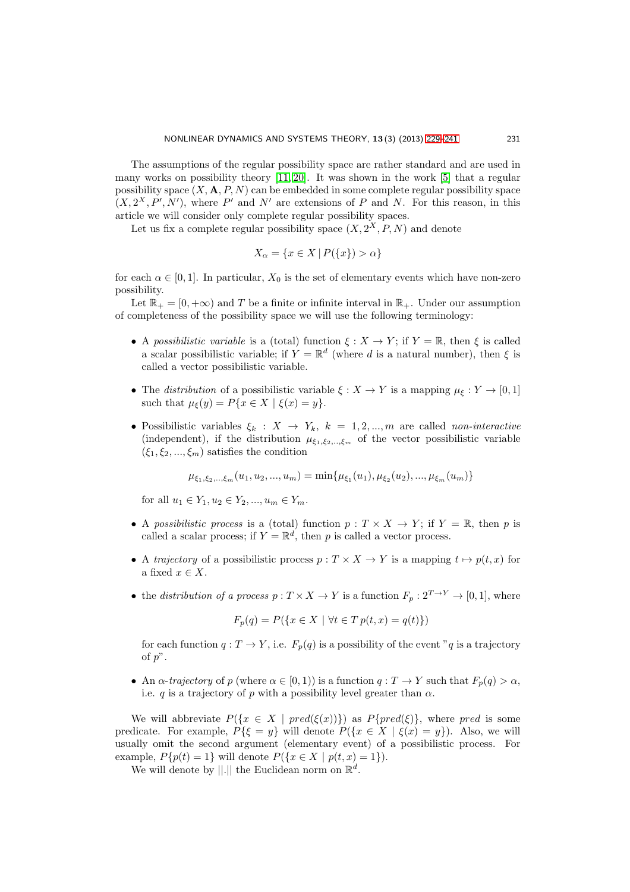The assumptions of the regular possibility space are rather standard and are used in many works on possibility theory [11, 20]. It was shown in the work [5] that a regular possibility space $(X, \mathbf{A}, P, N)$ can be embedded in some complete regular possibility space $(X, 2^X, P', N')$, where $P'$ and $N'$ are extensions of $P$ and $N$. For this reason, in this article we will consider only complete regular possibility spaces.

Let us fix a complete regular possibility space $(X, 2^X, P, N)$ and denote

$$X_\alpha = \{x \in X \mid P(\{x\}) > \alpha\}$$

for each $\alpha \in [0, 1]$. In particular, $X_0$ is the set of elementary events which have non-zero possibility.

Let $\mathbb{R}_+ = [0, +\infty)$ and $T$ be a finite or infinite interval in $\mathbb{R}_+$. Under our assumption of completeness of the possibility space we will use the following terminology:

- A *possibilistic variable* is a (total) function $\xi : X \to Y$; if $Y = \mathbb{R}$, then $\xi$ is called a scalar possibilistic variable; if $Y = \mathbb{R}^d$ (where $d$ is a natural number), then $\xi$ is called a vector possibilistic variable.
- The *distribution* of a possibilistic variable $\xi : X \to Y$ is a mapping $\mu_\xi : Y \to [0, 1]$ such that $\mu_\xi(y) = P\{x \in X \mid \xi(x) = y\}$.
- Possibilistic variables $\xi_k : X \to Y_k$, $k = 1, 2, ..., m$ are called *non-interactive* (independent), if the distribution $\mu_{\xi_1,\xi_2,..,\xi_m}$ of the vector possibilistic variable $(\xi_1, \xi_2, ..., \xi_m)$ satisfies the condition

  $$\mu_{\xi_1,\xi_2,..,\xi_m}(u_1, u_2, ..., u_m) = \min\{\mu_{\xi_1}(u_1), \mu_{\xi_2}(u_2), ..., \mu_{\xi_m}(u_m)\}$$

  for all $u_1 \in Y_1, u_2 \in Y_2, ..., u_m \in Y_m$.
- A *possibilistic process* is a (total) function $p : T \times X \to Y$; if $Y = \mathbb{R}$, then $p$ is called a scalar process; if $Y = \mathbb{R}^d$, then $p$ is called a vector process.
- A *trajectory* of a possibilistic process $p : T \times X \to Y$ is a mapping $t \mapsto p(t, x)$ for a fixed $x \in X$.
- the *distribution of a process* $p : T \times X \to Y$ is a function $F_p : 2^{T \to Y} \to [0, 1]$, where

  $$F_p(q) = P(\{x \in X \mid \forall t \in T\, p(t, x) = q(t)\})$$

  for each function $q : T \to Y$, i.e. $F_p(q)$ is a possibility of the event "$q$ is a trajectory of $p$".
- An *$\alpha$-trajectory* of $p$ (where $\alpha \in [0, 1)$) is a function $q : T \to Y$ such that $F_p(q) > \alpha$, i.e. $q$ is a trajectory of $p$ with a possibility level greater than $\alpha$.

We will abbreviate $P(\{x \in X \mid pred(\xi(x))\})$ as $P\{pred(\xi)\}$, where $pred$ is some predicate. For example, $P\{\xi = y\}$ will denote $P(\{x \in X \mid \xi(x) = y\})$. Also, we will usually omit the second argument (elementary event) of a possibilistic process. For example, $P\{p(t) = 1\}$ will denote $P(\{x \in X \mid p(t, x) = 1\})$.

We will denote by $||.||$ the Euclidean norm on $\mathbb{R}^d$.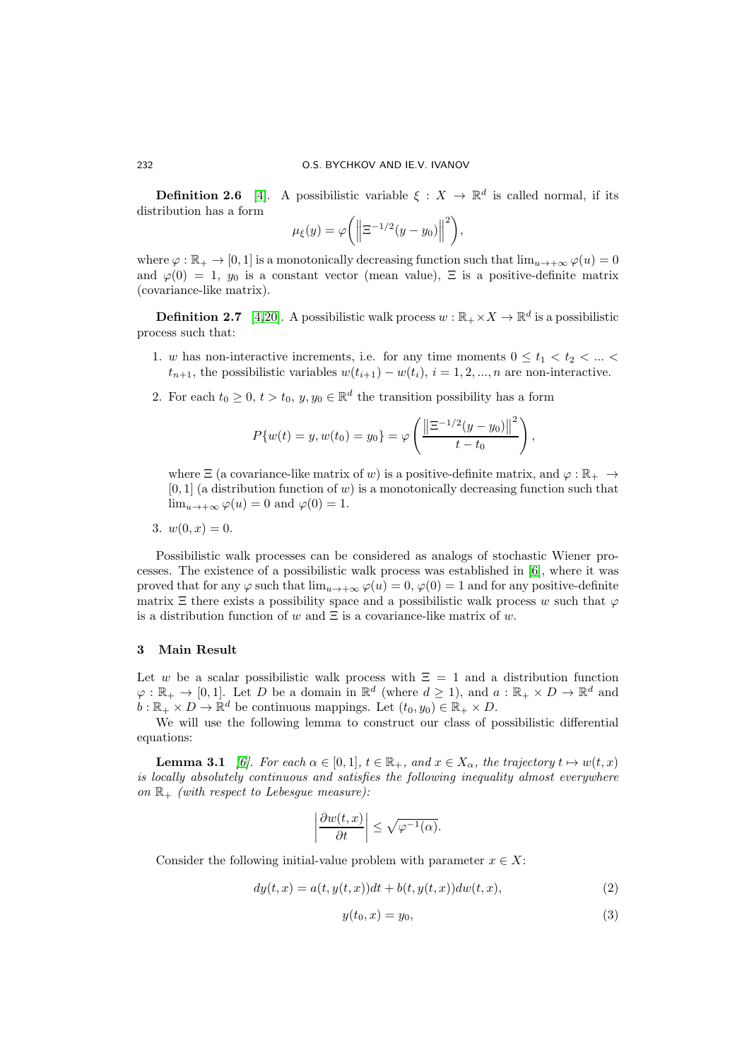**Definition 2.6** [4]. A possibilistic variable $\xi : X \to \mathbb{R}^d$ is called normal, if its distribution has a form

$$\mu_\xi(y) = \varphi\bigg(\Big\|\Xi^{-1/2}(y - y_0)\Big\|^2\bigg),$$

where $\varphi : \mathbb{R}_+ \to [0, 1]$ is a monotonically decreasing function such that $\lim_{u\to+\infty} \varphi(u) = 0$ and $\varphi(0) = 1$, $y_0$ is a constant vector (mean value), $\Xi$ is a positive-definite matrix (covariance-like matrix).

**Definition 2.7** [4,20]. A possibilistic walk process $w : \mathbb{R}_+ \times X \to \mathbb{R}^d$ is a possibilistic process such that:

1. $w$ has non-interactive increments, i.e. for any time moments $0 \le t_1 < t_2 < ... < t_{n+1}$, the possibilistic variables $w(t_{i+1}) - w(t_i)$, $i = 1, 2, ..., n$ are non-interactive.
2. For each $t_0 \ge 0$, $t > t_0$, $y, y_0 \in \mathbb{R}^d$ the transition possibility has a form

$$P\{w(t) = y, w(t_0) = y_0\} = \varphi\left(\frac{\left\|\Xi^{-1/2}(y - y_0)\right\|^2}{t - t_0}\right),$$

   where $\Xi$ (a covariance-like matrix of $w$) is a positive-definite matrix, and $\varphi : \mathbb{R}_+ \to [0, 1]$ (a distribution function of $w$) is a monotonically decreasing function such that $\lim_{u\to+\infty} \varphi(u) = 0$ and $\varphi(0) = 1$.
3. $w(0, x) = 0$.

Possibilistic walk processes can be considered as analogs of stochastic Wiener processes. The existence of a possibilistic walk process was established in [6], where it was proved that for any $\varphi$ such that $\lim_{u\to+\infty} \varphi(u) = 0$, $\varphi(0) = 1$ and for any positive-definite matrix $\Xi$ there exists a possibility space and a possibilistic walk process $w$ such that $\varphi$ is a distribution function of $w$ and $\Xi$ is a covariance-like matrix of $w$.

## 3 Main Result

Let $w$ be a scalar possibilistic walk process with $\Xi = 1$ and a distribution function $\varphi : \mathbb{R}_+ \to [0, 1]$. Let $D$ be a domain in $\mathbb{R}^d$ (where $d \ge 1$), and $a : \mathbb{R}_+ \times D \to \mathbb{R}^d$ and $b : \mathbb{R}_+ \times D \to \mathbb{R}^d$ be continuous mappings. Let $(t_0, y_0) \in \mathbb{R}_+ \times D$.

We will use the following lemma to construct our class of possibilistic differential equations:

**Lemma 3.1** *[6]. For each $\alpha \in [0, 1]$, $t \in \mathbb{R}_+$, and $x \in X_\alpha$, the trajectory $t \mapsto w(t, x)$ is locally absolutely continuous and satisfies the following inequality almost everywhere on $\mathbb{R}_+$ (with respect to Lebesgue measure):*

$$\left|\frac{\partial w(t, x)}{\partial t}\right| \le \sqrt{\varphi^{-1}(\alpha)}.$$

Consider the following initial-value problem with parameter $x \in X$:

$$dy(t, x) = a(t, y(t, x))dt + b(t, y(t, x))dw(t, x), \tag{2}$$

$$y(t_0, x) = y_0, \tag{3}$$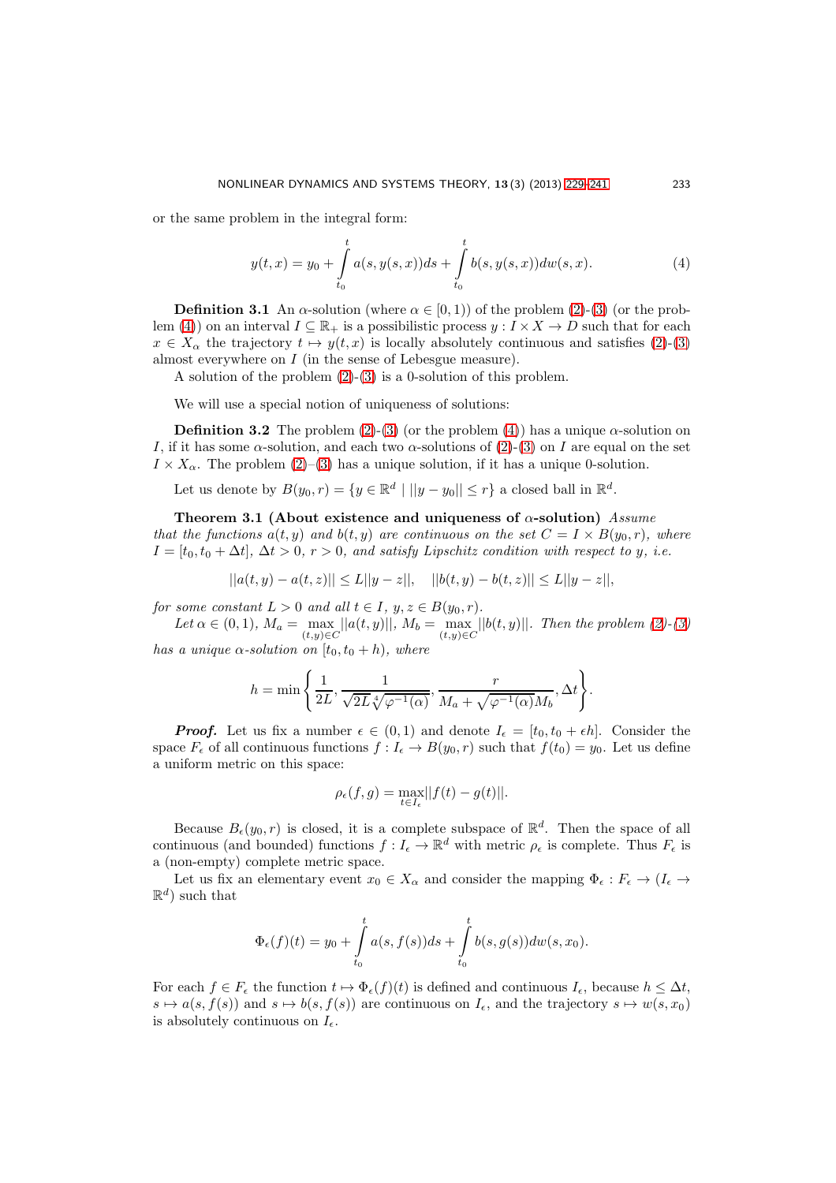or the same problem in the integral form:

$$y(t,x) = y_0 + \int_{t_0}^{t} a(s, y(s,x))ds + \int_{t_0}^{t} b(s, y(s,x))dw(s,x). \tag{4}$$

**Definition 3.1** An $\alpha$-solution (where $\alpha \in [0,1)$) of the problem (2)-(3) (or the problem (4)) on an interval $I \subseteq \mathbb{R}_+$ is a possibilistic process $y : I \times X \to D$ such that for each $x \in X_\alpha$ the trajectory $t \mapsto y(t,x)$ is locally absolutely continuous and satisfies (2)-(3) almost everywhere on $I$ (in the sense of Lebesgue measure).

A solution of the problem (2)-(3) is a 0-solution of this problem.

We will use a special notion of uniqueness of solutions:

**Definition 3.2** The problem (2)-(3) (or the problem (4)) has a unique $\alpha$-solution on $I$, if it has some $\alpha$-solution, and each two $\alpha$-solutions of (2)-(3) on $I$ are equal on the set $I \times X_\alpha$. The problem (2)–(3) has a unique solution, if it has a unique 0-solution.

Let us denote by $B(y_0, r) = \{y \in \mathbb{R}^d \mid ||y - y_0|| \le r\}$ a closed ball in $\mathbb{R}^d$.

**Theorem 3.1 (About existence and uniqueness of $\alpha$-solution)** *Assume that the functions $a(t,y)$ and $b(t,y)$ are continuous on the set $C = I \times B(y_0, r)$, where $I = [t_0, t_0 + \Delta t]$, $\Delta t > 0$, $r > 0$, and satisfy Lipschitz condition with respect to $y$, i.e.*

$$||a(t,y) - a(t,z)|| \le L||y - z||, \quad ||b(t,y) - b(t,z)|| \le L||y - z||,$$

*for some constant $L > 0$ and all $t \in I$, $y, z \in B(y_0, r)$.*

*Let $\alpha \in (0,1)$, $M_a = \max_{(t,y)\in C} ||a(t,y)||$, $M_b = \max_{(t,y)\in C} ||b(t,y)||$. Then the problem (2)-(3) has a unique $\alpha$-solution on $[t_0, t_0 + h)$, where*

$$h = \min\left\{\frac{1}{2L}, \frac{1}{\sqrt{2L}\sqrt[4]{\varphi^{-1}(\alpha)}}, \frac{r}{M_a + \sqrt{\varphi^{-1}(\alpha)}M_b}, \Delta t\right\}.$$

***Proof.*** Let us fix a number $\epsilon \in (0,1)$ and denote $I_\epsilon = [t_0, t_0 + \epsilon h]$. Consider the space $F_\epsilon$ of all continuous functions $f : I_\epsilon \to B(y_0, r)$ such that $f(t_0) = y_0$. Let us define a uniform metric on this space:

$$\rho_\epsilon(f,g) = \max_{t\in I_\epsilon} ||f(t) - g(t)||.$$

Because $B_\epsilon(y_0, r)$ is closed, it is a complete subspace of $\mathbb{R}^d$. Then the space of all continuous (and bounded) functions $f : I_\epsilon \to \mathbb{R}^d$ with metric $\rho_\epsilon$ is complete. Thus $F_\epsilon$ is a (non-empty) complete metric space.

Let us fix an elementary event $x_0 \in X_\alpha$ and consider the mapping $\Phi_\epsilon : F_\epsilon \to (I_\epsilon \to \mathbb{R}^d)$ such that

$$\Phi_\epsilon(f)(t) = y_0 + \int_{t_0}^{t} a(s, f(s))ds + \int_{t_0}^{t} b(s, g(s))dw(s, x_0).$$

For each $f \in F_\epsilon$ the function $t \mapsto \Phi_\epsilon(f)(t)$ is defined and continuous $I_\epsilon$, because $h \le \Delta t$, $s \mapsto a(s, f(s))$ and $s \mapsto b(s, f(s))$ are continuous on $I_\epsilon$, and the trajectory $s \mapsto w(s, x_0)$ is absolutely continuous on $I_\epsilon$.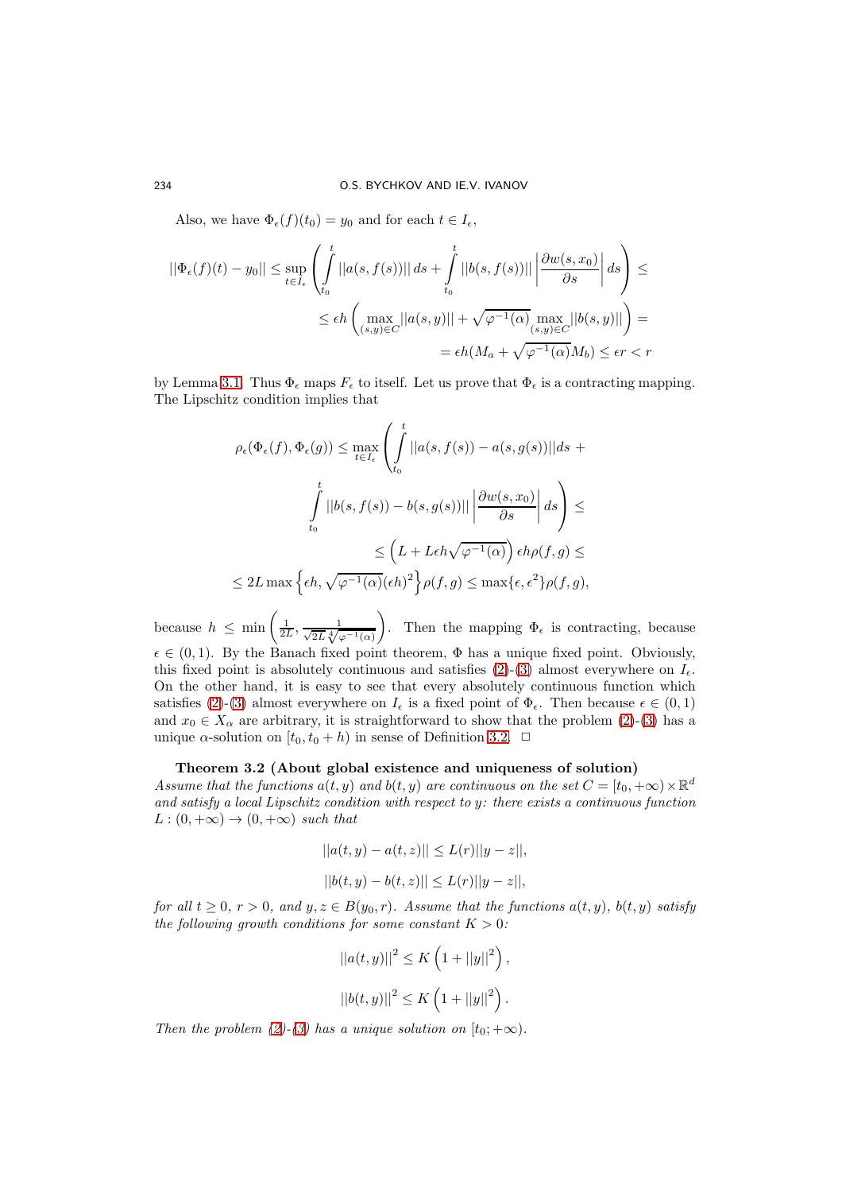Also, we have $\Phi_\epsilon(f)(t_0) = y_0$ and for each $t \in I_\epsilon$,

$$||\Phi_\epsilon(f)(t) - y_0|| \le \sup_{t\in I_\epsilon} \left( \int_{t_0}^{t} ||a(s, f(s))||\, ds + \int_{t_0}^{t} ||b(s, f(s))|| \left| \frac{\partial w(s, x_0)}{\partial s} \right| ds \right) \le$$

$$\le \epsilon h \left( \max_{(s,y)\in C} ||a(s, y)|| + \sqrt{\varphi^{-1}(\alpha)} \max_{(s,y)\in C} ||b(s, y)|| \right) =$$

$$= \epsilon h (M_a + \sqrt{\varphi^{-1}(\alpha)} M_b) \le \epsilon r < r$$

by Lemma 3.1. Thus $\Phi_\epsilon$ maps $F_\epsilon$ to itself. Let us prove that $\Phi_\epsilon$ is a contracting mapping. The Lipschitz condition implies that

$$\rho_\epsilon(\Phi_\epsilon(f), \Phi_\epsilon(g)) \le \max_{t\in I_\epsilon} \left( \int_{t_0}^{t} ||a(s, f(s)) - a(s, g(s))|| ds + \right.$$

$$\left. \int_{t_0}^{t} ||b(s, f(s)) - b(s, g(s))|| \left| \frac{\partial w(s, x_0)}{\partial s} \right| ds \right) \le$$

$$\le \left( L + L\epsilon h \sqrt{\varphi^{-1}(\alpha)} \right) \epsilon h \rho(f, g) \le$$

$$\le 2L \max \left\{ \epsilon h, \sqrt{\varphi^{-1}(\alpha)} (\epsilon h)^2 \right\} \rho(f, g) \le \max\{\epsilon, \epsilon^2\} \rho(f, g),$$

because $h \le \min \left( \frac{1}{2L}, \frac{1}{\sqrt{2L}\sqrt[4]{\varphi^{-1}(\alpha)}} \right)$. Then the mapping $\Phi_\epsilon$ is contracting, because $\epsilon \in (0, 1)$. By the Banach fixed point theorem, $\Phi$ has a unique fixed point. Obviously, this fixed point is absolutely continuous and satisfies (2)-(3) almost everywhere on $I_\epsilon$. On the other hand, it is easy to see that every absolutely continuous function which satisfies (2)-(3) almost everywhere on $I_\epsilon$ is a fixed point of $\Phi_\epsilon$. Then because $\epsilon \in (0, 1)$ and $x_0 \in X_\alpha$ are arbitrary, it is straightforward to show that the problem (2)-(3) has a unique $\alpha$-solution on $[t_0, t_0 + h)$ in sense of Definition 3.2. $\square$

**Theorem 3.2 (About global existence and uniqueness of solution)** *Assume that the functions $a(t, y)$ and $b(t, y)$ are continuous on the set $C = [t_0, +\infty) \times \mathbb{R}^d$ and satisfy a local Lipschitz condition with respect to $y$: there exists a continuous function $L : (0, +\infty) \to (0, +\infty)$ such that*

$$||a(t, y) - a(t, z)|| \le L(r)||y - z||,$$

$$||b(t, y) - b(t, z)|| \le L(r)||y - z||,$$

*for all $t \ge 0$, $r > 0$, and $y, z \in B(y_0, r)$. Assume that the functions $a(t, y)$, $b(t, y)$ satisfy the following growth conditions for some constant $K > 0$:*

$$||a(t, y)||^2 \le K \left( 1 + ||y||^2 \right),$$

$$||b(t, y)||^2 \le K \left( 1 + ||y||^2 \right).$$

*Then the problem (2)-(3) has a unique solution on $[t_0; +\infty)$.*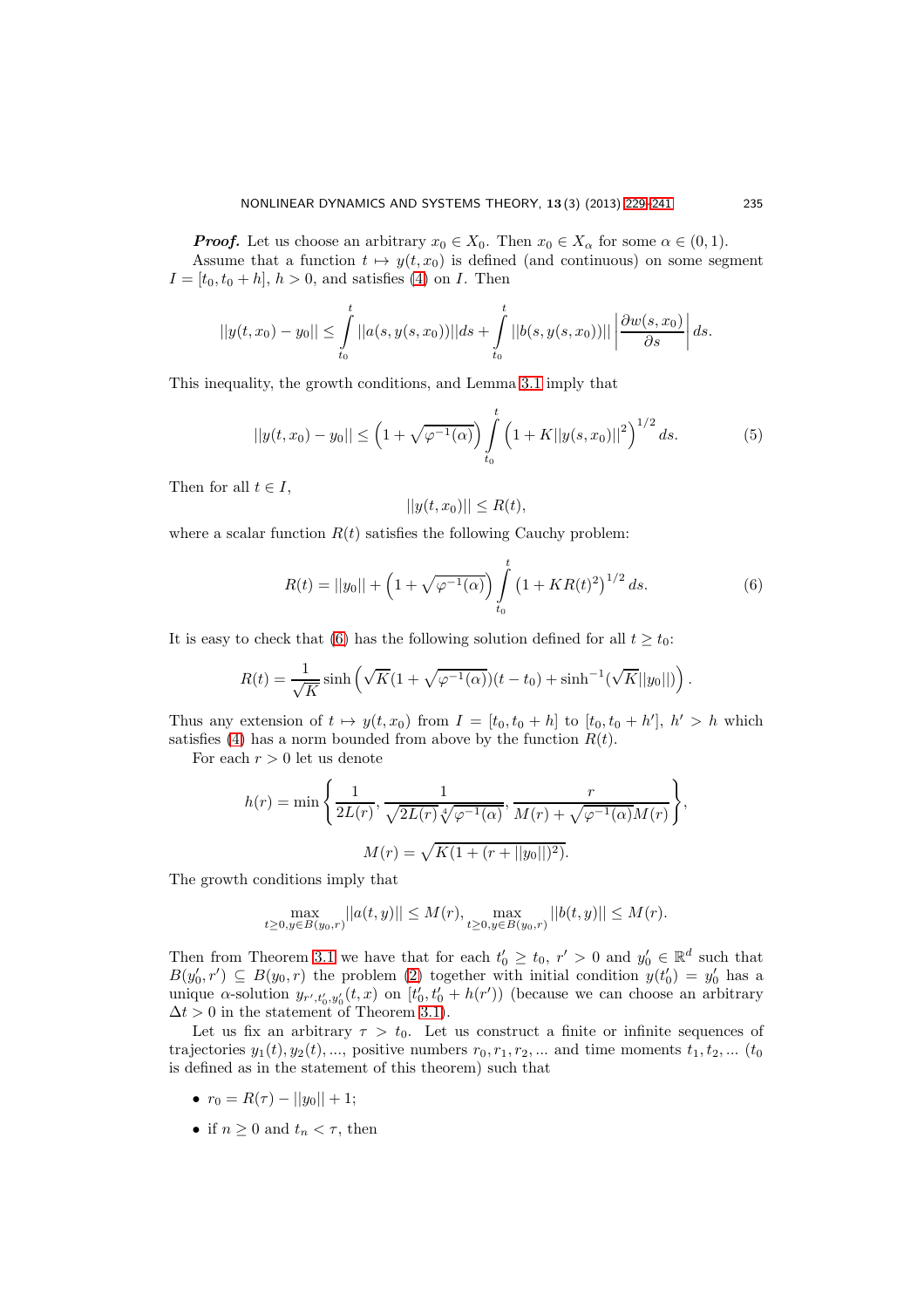***Proof.*** Let us choose an arbitrary $x_0 \in X_0$. Then $x_0 \in X_\alpha$ for some $\alpha \in (0,1)$.

Assume that a function $t \mapsto y(t, x_0)$ is defined (and continuous) on some segment $I = [t_0, t_0 + h]$, $h > 0$, and satisfies (4) on $I$. Then

$$||y(t,x_0) - y_0|| \leq \int_{t_0}^{t} ||a(s, y(s,x_0))|| ds + \int_{t_0}^{t} ||b(s, y(s,x_0))|| \left| \frac{\partial w(s,x_0)}{\partial s} \right| ds.$$

This inequality, the growth conditions, and Lemma 3.1 imply that

$$||y(t,x_0) - y_0|| \leq \left(1 + \sqrt{\varphi^{-1}(\alpha)}\right) \int_{t_0}^{t} \left(1 + K||y(s,x_0)||^2\right)^{1/2} ds. \tag{5}$$

Then for all $t \in I$,

$$||y(t,x_0)|| \leq R(t),$$

where a scalar function $R(t)$ satisfies the following Cauchy problem:

$$R(t) = ||y_0|| + \left(1 + \sqrt{\varphi^{-1}(\alpha)}\right) \int_{t_0}^{t} \left(1 + KR(t)^2\right)^{1/2} ds. \tag{6}$$

It is easy to check that (6) has the following solution defined for all $t \geq t_0$:

$$R(t) = \frac{1}{\sqrt{K}} \sinh\left(\sqrt{K}(1 + \sqrt{\varphi^{-1}(\alpha)})(t - t_0) + \sinh^{-1}(\sqrt{K}||y_0||)\right).$$

Thus any extension of $t \mapsto y(t,x_0)$ from $I = [t_0, t_0 + h]$ to $[t_0, t_0 + h']$, $h' > h$ which satisfies (4) has a norm bounded from above by the function $R(t)$.

For each $r > 0$ let us denote

$$h(r) = \min\left\{ \frac{1}{2L(r)}, \frac{1}{\sqrt{2L(r)}\sqrt[4]{\varphi^{-1}(\alpha)}}, \frac{r}{M(r) + \sqrt{\varphi^{-1}(\alpha)}M(r)} \right\},$$

$$M(r) = \sqrt{K(1 + (r + ||y_0||)^2)}.$$

The growth conditions imply that

$$\max_{t \geq 0, y \in B(y_0,r)} ||a(t,y)|| \leq M(r), \quad \max_{t \geq 0, y \in B(y_0,r)} ||b(t,y)|| \leq M(r).$$

Then from Theorem 3.1 we have that for each $t_0' \geq t_0$, $r' > 0$ and $y_0' \in \mathbb{R}^d$ such that $B(y_0', r') \subseteq B(y_0, r)$ the problem (2) together with initial condition $y(t_0') = y_0'$ has a unique $\alpha$-solution $y_{r',t_0',y_0'}(t,x)$ on $[t_0', t_0' + h(r'))$ (because we can choose an arbitrary $\Delta t > 0$ in the statement of Theorem 3.1).

Let us fix an arbitrary $\tau > t_0$. Let us construct a finite or infinite sequences of trajectories $y_1(t), y_2(t), \ldots$, positive numbers $r_0, r_1, r_2, \ldots$ and time moments $t_1, t_2, \ldots$ ($t_0$ is defined as in the statement of this theorem) such that

- $r_0 = R(\tau) - ||y_0|| + 1$;
- if $n \geq 0$ and $t_n < \tau$, then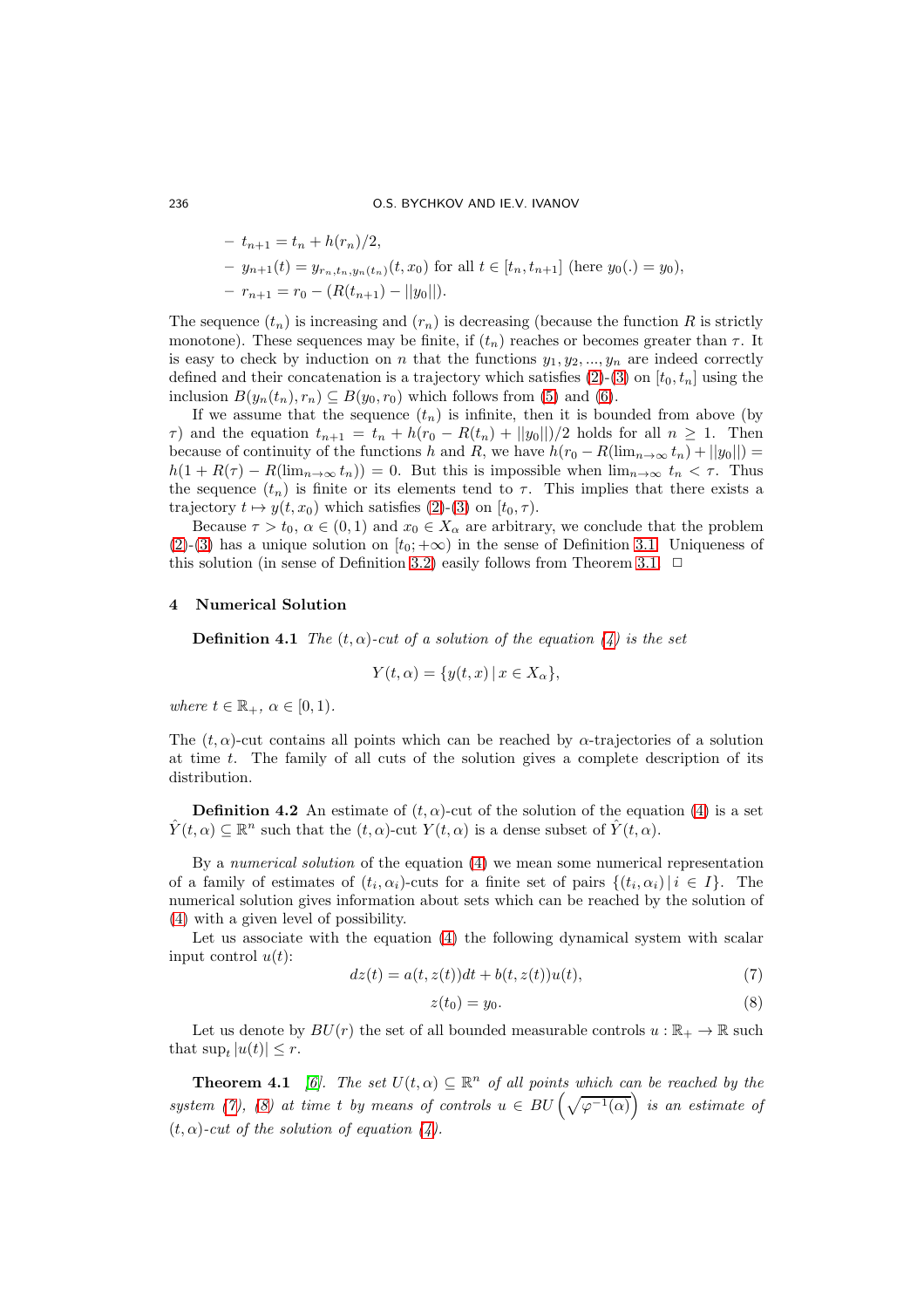– $t_{n+1} = t_n + h(r_n)/2$,

– $y_{n+1}(t) = y_{r_n, t_n, y_n(t_n)}(t, x_0)$ for all $t \in [t_n, t_{n+1}]$ (here $y_0(.) = y_0$),

– $r_{n+1} = r_0 - (R(t_{n+1}) - ||y_0||)$.

The sequence $(t_n)$ is increasing and $(r_n)$ is decreasing (because the function $R$ is strictly monotone). These sequences may be finite, if $(t_n)$ reaches or becomes greater than $\tau$. It is easy to check by induction on $n$ that the functions $y_1, y_2, ..., y_n$ are indeed correctly defined and their concatenation is a trajectory which satisfies (2)-(3) on $[t_0, t_n]$ using the inclusion $B(y_n(t_n), r_n) \subseteq B(y_0, r_0)$ which follows from (5) and (6).

If we assume that the sequence $(t_n)$ is infinite, then it is bounded from above (by $\tau$) and the equation $t_{n+1} = t_n + h(r_0 - R(t_n) + ||y_0||)/2$ holds for all $n \geq 1$. Then because of continuity of the functions $h$ and $R$, we have $h(r_0 - R(\lim_{n\to\infty} t_n) + ||y_0||) = h(1 + R(\tau) - R(\lim_{n\to\infty} t_n)) = 0$. But this is impossible when $\lim_{n\to\infty} t_n < \tau$. Thus the sequence $(t_n)$ is finite or its elements tend to $\tau$. This implies that there exists a trajectory $t \mapsto y(t, x_0)$ which satisfies (2)-(3) on $[t_0, \tau)$.

Because $\tau > t_0$, $\alpha \in (0, 1)$ and $x_0 \in X_\alpha$ are arbitrary, we conclude that the problem (2)-(3) has a unique solution on $[t_0; +\infty)$ in the sense of Definition 3.1. Uniqueness of this solution (in sense of Definition 3.2) easily follows from Theorem 3.1. $\square$

## 4 Numerical Solution

**Definition 4.1** *The $(t, \alpha)$-cut of a solution of the equation (4) is the set*

$$Y(t, \alpha) = \{y(t, x) \,|\, x \in X_\alpha\},$$

*where $t \in \mathbb{R}_+$, $\alpha \in [0, 1)$.*

The $(t, \alpha)$-cut contains all points which can be reached by $\alpha$-trajectories of a solution at time $t$. The family of all cuts of the solution gives a complete description of its distribution.

**Definition 4.2** An estimate of $(t, \alpha)$-cut of the solution of the equation (4) is a set $\hat{Y}(t, \alpha) \subseteq \mathbb{R}^n$ such that the $(t, \alpha)$-cut $Y(t, \alpha)$ is a dense subset of $\hat{Y}(t, \alpha)$.

By a *numerical solution* of the equation (4) we mean some numerical representation of a family of estimates of $(t_i, \alpha_i)$-cuts for a finite set of pairs $\{(t_i, \alpha_i) \,|\, i \in I\}$. The numerical solution gives information about sets which can be reached by the solution of (4) with a given level of possibility.

Let us associate with the equation (4) the following dynamical system with scalar input control $u(t)$:

$$dz(t) = a(t, z(t))dt + b(t, z(t))u(t), \tag{7}$$

$$z(t_0) = y_0. \tag{8}$$

Let us denote by $BU(r)$ the set of all bounded measurable controls $u : \mathbb{R}_+ \to \mathbb{R}$ such that $\sup_t |u(t)| \leq r$.

**Theorem 4.1** [6]. *The set $U(t, \alpha) \subseteq \mathbb{R}^n$ of all points which can be reached by the system (7), (8) at time $t$ by means of controls $u \in BU\left(\sqrt{\varphi^{-1}(\alpha)}\right)$ is an estimate of $(t, \alpha)$-cut of the solution of equation (4).*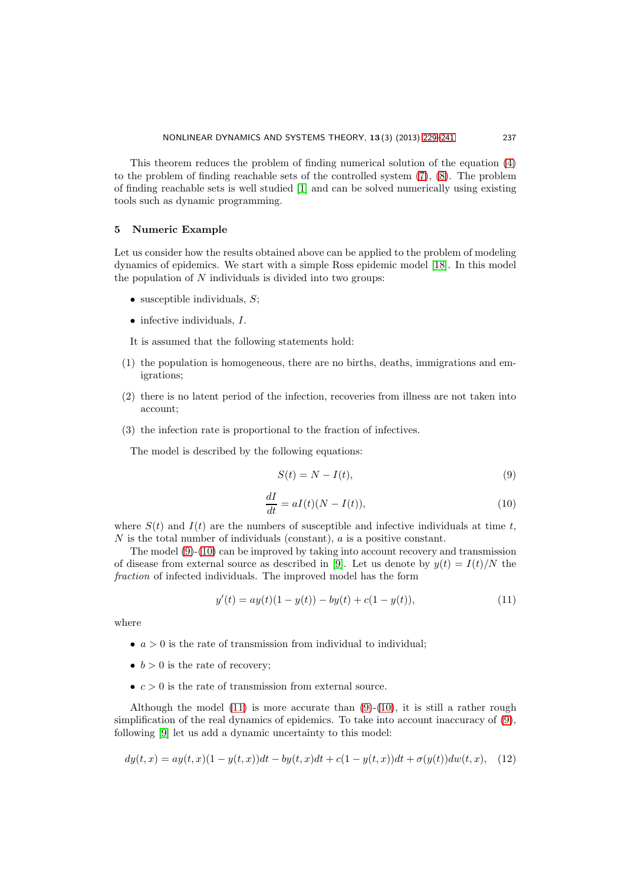This theorem reduces the problem of finding numerical solution of the equation (4) to the problem of finding reachable sets of the controlled system (7), (8). The problem of finding reachable sets is well studied [1] and can be solved numerically using existing tools such as dynamic programming.

## 5 Numeric Example

Let us consider how the results obtained above can be applied to the problem of modeling dynamics of epidemics. We start with a simple Ross epidemic model [18]. In this model the population of $N$ individuals is divided into two groups:

- susceptible individuals, $S$;
- infective individuals, $I$.

It is assumed that the following statements hold:

(1) the population is homogeneous, there are no births, deaths, immigrations and emigrations;

(2) there is no latent period of the infection, recoveries from illness are not taken into account;

(3) the infection rate is proportional to the fraction of infectives.

The model is described by the following equations:

$$S(t) = N - I(t), \tag{9}$$

$$\frac{dI}{dt} = aI(t)(N - I(t)), \tag{10}$$

where $S(t)$ and $I(t)$ are the numbers of susceptible and infective individuals at time $t$, $N$ is the total number of individuals (constant), $a$ is a positive constant.

The model (9)-(10) can be improved by taking into account recovery and transmission of disease from external source as described in [9]. Let us denote by $y(t) = I(t)/N$ the *fraction* of infected individuals. The improved model has the form

$$y'(t) = ay(t)(1 - y(t)) - by(t) + c(1 - y(t)), \tag{11}$$

where

- $a > 0$ is the rate of transmission from individual to individual;
- $b > 0$ is the rate of recovery;
- $c > 0$ is the rate of transmission from external source.

Although the model (11) is more accurate than (9)-(10), it is still a rather rough simplification of the real dynamics of epidemics. To take into account inaccuracy of (9), following [9] let us add a dynamic uncertainty to this model:

$$dy(t, x) = ay(t, x)(1 - y(t, x))dt - by(t, x)dt + c(1 - y(t, x))dt + \sigma(y(t))dw(t, x), \tag{12}$$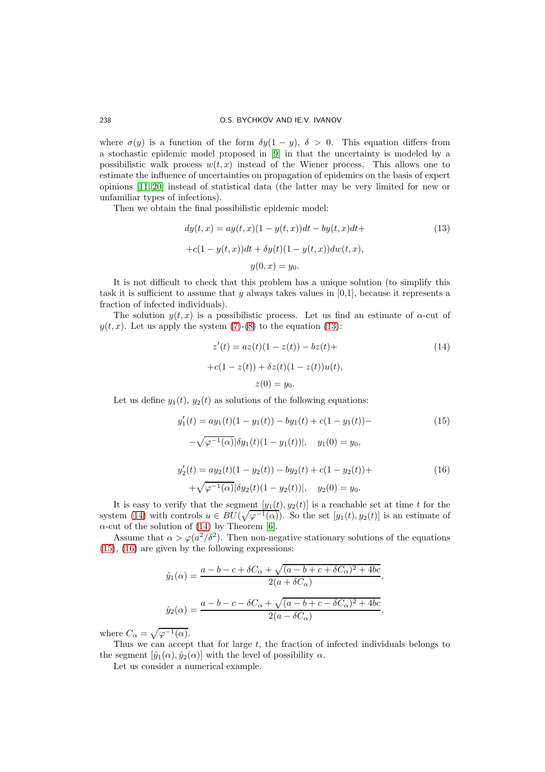where $\sigma(y)$ is a function of the form $\delta y(1-y)$, $\delta > 0$. This equation differs from a stochastic epidemic model proposed in [9] in that the uncertainty is modeled by a possibilistic walk process $w(t,x)$ instead of the Wiener process. This allows one to estimate the influence of uncertainties on propagation of epidemics on the basis of expert opinions [11, 20] instead of statistical data (the latter may be very limited for new or unfamiliar types of infections).

Then we obtain the final possibilistic epidemic model:

$$dy(t,x) = ay(t,x)(1-y(t,x))dt - by(t,x)dt + \tag{13}$$
$$+c(1-y(t,x))dt + \delta y(t)(1-y(t,x))dw(t,x),$$
$$y(0,x) = y_0.$$

It is not difficult to check that this problem has a unique solution (to simplify this task it is sufficient to assume that $y$ always takes values in [0,1], because it represents a fraction of infected individuals).

The solution $y(t,x)$ is a possibilistic process. Let us find an estimate of $\alpha$-cut of $y(t,x)$. Let us apply the system (7)-(8) to the equation (13):

$$z'(t) = az(t)(1-z(t)) - bz(t) + \tag{14}$$
$$+c(1-z(t)) + \delta z(t)(1-z(t))u(t),$$
$$z(0) = y_0.$$

Let us define $y_1(t)$, $y_2(t)$ as solutions of the following equations:

$$y_1'(t) = ay_1(t)(1-y_1(t)) - by_1(t) + c(1-y_1(t)) - \tag{15}$$
$$-\sqrt{\varphi^{-1}(\alpha)}|\delta y_1(t)(1-y_1(t))|, \quad y_1(0) = y_0,$$

$$y_2'(t) = ay_2(t)(1-y_2(t)) - by_2(t) + c(1-y_2(t)) + \tag{16}$$
$$+\sqrt{\varphi^{-1}(\alpha)}|\delta y_2(t)(1-y_2(t))|, \quad y_2(0) = y_0.$$

It is easy to verify that the segment $[y_1(t), y_2(t)]$ is a reachable set at time $t$ for the system (14) with controls $u \in BU(\sqrt{\varphi^{-1}(\alpha)})$. So the set $[y_1(t), y_2(t)]$ is an estimate of $\alpha$-cut of the solution of (14) by Theorem [6].

Assume that $\alpha > \varphi(a^2/\delta^2)$. Then non-negative stationary solutions of the equations (15), (16) are given by the following expressions:

$$\hat{y}_1(\alpha) = \frac{a - b - c + \delta C_\alpha + \sqrt{(a - b + c + \delta C_\alpha)^2 + 4bc}}{2(a + \delta C_\alpha)},$$

$$\hat{y}_2(\alpha) = \frac{a - b - c - \delta C_\alpha + \sqrt{(a - b + c - \delta C_\alpha)^2 + 4bc}}{2(a - \delta C_\alpha)},$$

where $C_\alpha = \sqrt{\varphi^{-1}(\alpha)}$.

Thus we can accept that for large $t$, the fraction of infected individuals belongs to the segment $[\hat{y}_1(\alpha), \hat{y}_2(\alpha)]$ with the level of possibility $\alpha$.

Let us consider a numerical example.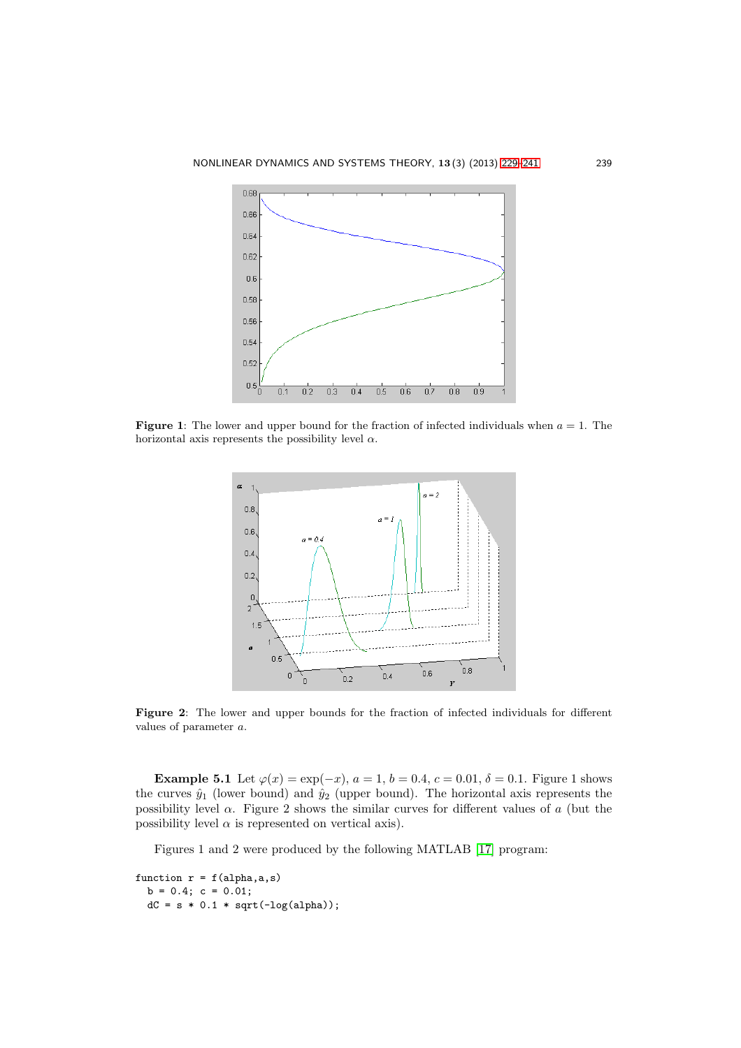**Figure 1**: The lower and upper bound for the fraction of infected individuals when $a = 1$. The horizontal axis represents the possibility level $\alpha$.

**Figure 2**: The lower and upper bounds for the fraction of infected individuals for different values of parameter $a$.

**Example 5.1** Let $\varphi(x) = \exp(-x)$, $a = 1$, $b = 0.4$, $c = 0.01$, $\delta = 0.1$. Figure 1 shows the curves $\hat{y}_1$ (lower bound) and $\hat{y}_2$ (upper bound). The horizontal axis represents the possibility level $\alpha$. Figure 2 shows the similar curves for different values of $a$ (but the possibility level $\alpha$ is represented on vertical axis).

Figures 1 and 2 were produced by the following MATLAB [17] program:

```
function r = f(alpha,a,s)
  b = 0.4; c = 0.01;
  dC = s * 0.1 * sqrt(-log(alpha));
```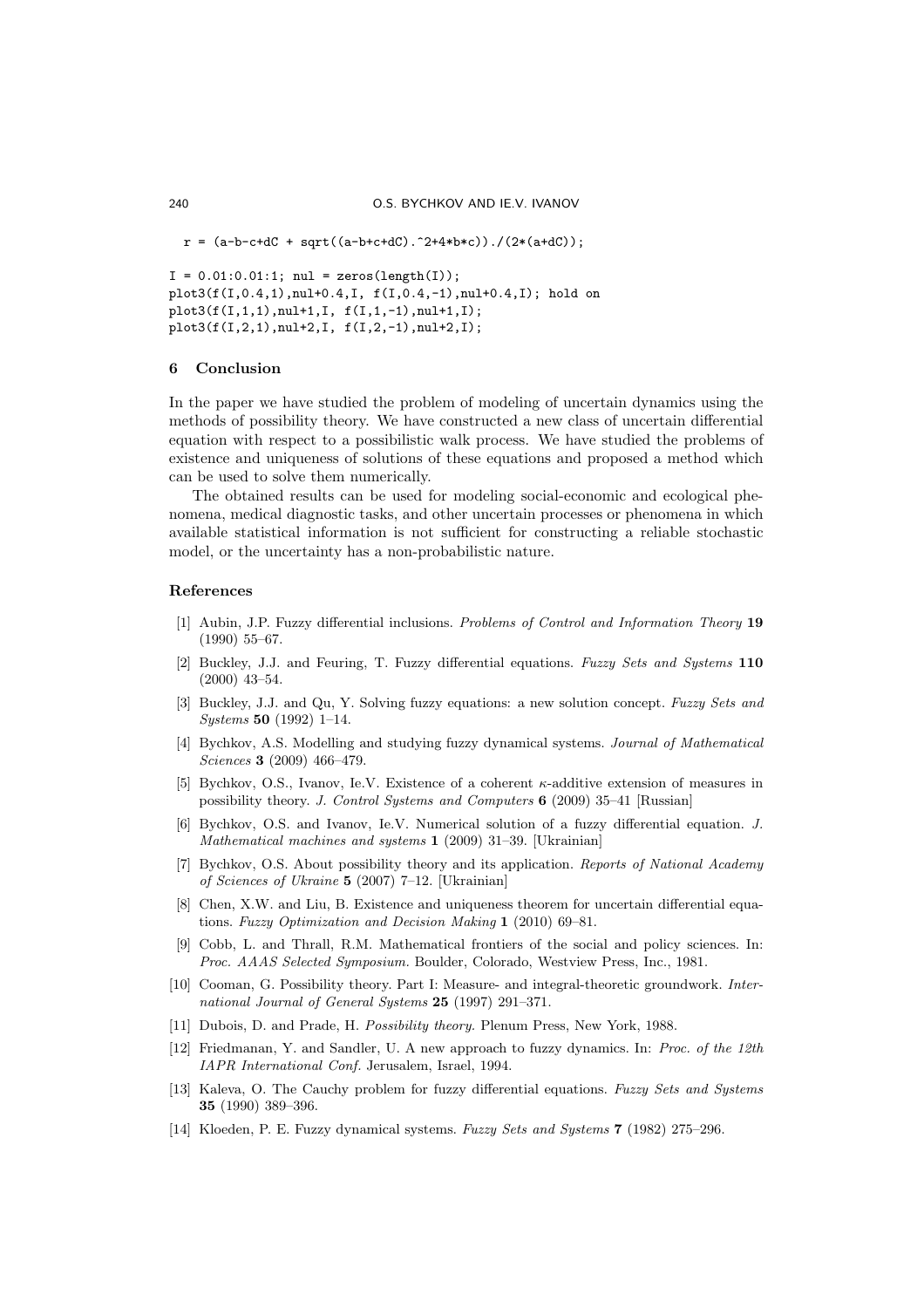```
  r = (a-b-c+dC + sqrt((a-b+c+dC).^2+4*b*c))./(2*(a+dC));

I = 0.01:0.01:1; nul = zeros(length(I));
plot3(f(I,0.4,1),nul+0.4,I, f(I,0.4,-1),nul+0.4,I); hold on
plot3(f(I,1,1),nul+1,I, f(I,1,-1),nul+1,I);
plot3(f(I,2,1),nul+2,I, f(I,2,-1),nul+2,I);
```

## 6 Conclusion

In the paper we have studied the problem of modeling of uncertain dynamics using the methods of possibility theory. We have constructed a new class of uncertain differential equation with respect to a possibilistic walk process. We have studied the problems of existence and uniqueness of solutions of these equations and proposed a method which can be used to solve them numerically.

The obtained results can be used for modeling social-economic and ecological phenomena, medical diagnostic tasks, and other uncertain processes or phenomena in which available statistical information is not sufficient for constructing a reliable stochastic model, or the uncertainty has a non-probabilistic nature.

## References

[1] Aubin, J.P. Fuzzy differential inclusions. *Problems of Control and Information Theory* **19** (1990) 55–67.

[2] Buckley, J.J. and Feuring, T. Fuzzy differential equations. *Fuzzy Sets and Systems* **110** (2000) 43–54.

[3] Buckley, J.J. and Qu, Y. Solving fuzzy equations: a new solution concept. *Fuzzy Sets and Systems* **50** (1992) 1–14.

[4] Bychkov, A.S. Modelling and studying fuzzy dynamical systems. *Journal of Mathematical Sciences* **3** (2009) 466–479.

[5] Bychkov, O.S., Ivanov, Ie.V. Existence of a coherent $\kappa$-additive extension of measures in possibility theory. *J. Control Systems and Computers* **6** (2009) 35–41 [Russian]

[6] Bychkov, O.S. and Ivanov, Ie.V. Numerical solution of a fuzzy differential equation. *J. Mathematical machines and systems* **1** (2009) 31–39. [Ukrainian]

[7] Bychkov, O.S. About possibility theory and its application. *Reports of National Academy of Sciences of Ukraine* **5** (2007) 7–12. [Ukrainian]

[8] Chen, X.W. and Liu, B. Existence and uniqueness theorem for uncertain differential equations. *Fuzzy Optimization and Decision Making* **1** (2010) 69–81.

[9] Cobb, L. and Thrall, R.M. Mathematical frontiers of the social and policy sciences. In: *Proc. AAAS Selected Symposium.* Boulder, Colorado, Westview Press, Inc., 1981.

[10] Cooman, G. Possibility theory. Part I: Measure- and integral-theoretic groundwork. *International Journal of General Systems* **25** (1997) 291–371.

[11] Dubois, D. and Prade, H. *Possibility theory.* Plenum Press, New York, 1988.

[12] Friedmanan, Y. and Sandler, U. A new approach to fuzzy dynamics. In: *Proc. of the 12th IAPR International Conf.* Jerusalem, Israel, 1994.

[13] Kaleva, O. The Cauchy problem for fuzzy differential equations. *Fuzzy Sets and Systems* **35** (1990) 389–396.

[14] Kloeden, P. E. Fuzzy dynamical systems. *Fuzzy Sets and Systems* **7** (1982) 275–296.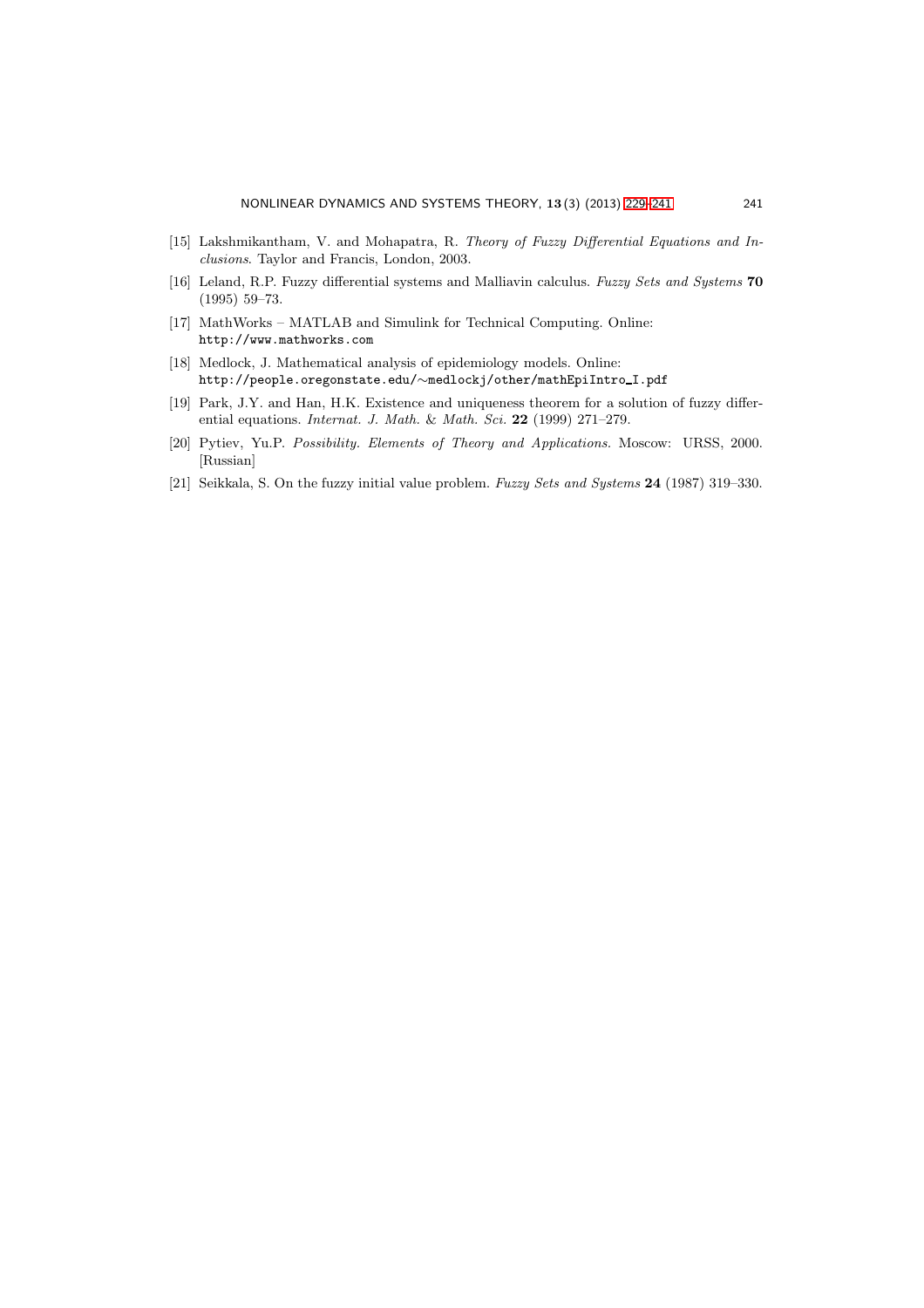[15] Lakshmikantham, V. and Mohapatra, R. *Theory of Fuzzy Differential Equations and Inclusions*. Taylor and Francis, London, 2003.

[16] Leland, R.P. Fuzzy differential systems and Malliavin calculus. *Fuzzy Sets and Systems* **70** (1995) 59–73.

[17] MathWorks – MATLAB and Simulink for Technical Computing. Online: `http://www.mathworks.com`

[18] Medlock, J. Mathematical analysis of epidemiology models. Online: `http://people.oregonstate.edu/~medlockj/other/mathEpiIntro_I.pdf`

[19] Park, J.Y. and Han, H.K. Existence and uniqueness theorem for a solution of fuzzy differential equations. *Internat. J. Math. & Math. Sci.* **22** (1999) 271–279.

[20] Pytiev, Yu.P. *Possibility. Elements of Theory and Applications.* Moscow: URSS, 2000. [Russian]

[21] Seikkala, S. On the fuzzy initial value problem. *Fuzzy Sets and Systems* **24** (1987) 319–330.